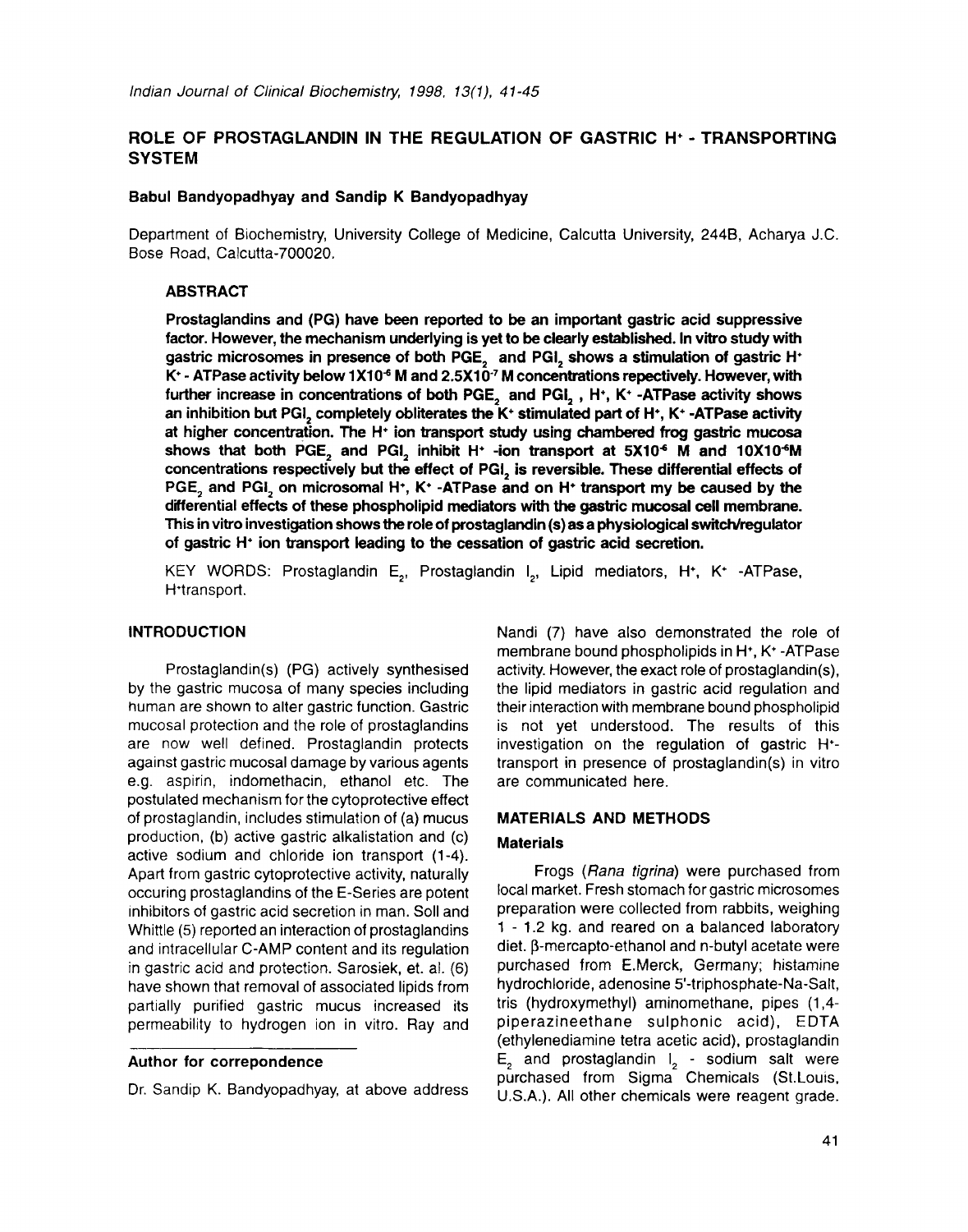# ROLE OF PROSTAGLANDIN IN THE REGULATION OF GASTRIC $H^+$ - TRANSPORTING SYSTEM

**Babul Bandyopadhyay and Sandip K Bandyopadhyay**

Department of Biochemistry, University College of Medicine, Calcutta University, 244B, Acharya J.C. Bose Road, Calcutta-700020.

## ABSTRACT

**Prostaglandins and (PG) have been reported to be an important gastric acid suppressive factor. However, the mechanism underlying is yet to be clearly established. In vitro study with gastric microsomes in presence of both $PGE_2$ and $PGI_2$ shows a stimulation of gastric $H^+$ $K^+$ - ATPase activity below $1X10^{-6}$ M and $2.5X10^{-7}$ M concentrations repectively. However, with further increase in concentrations of both $PGE_2$ and $PGI_2$, $H^+$, $K^+$ -ATPase activity shows an inhibition but $PGI_2$ completely obliterates the $K^+$ stimulated part of $H^+$, $K^+$ -ATPase activity at higher concentration. The $H^+$ ion transport study using chambered frog gastric mucosa shows that both $PGE_2$ and $PGI_2$ inhibit $H^+$ -ion transport at $5X10^{-6}$ M and $10X10^{-6}$M concentrations respectively but the effect of $PGI_2$ is reversible. These differential effects of $PGE_2$ and $PGI_2$ on microsomal $H^+$, $K^+$ -ATPase and on $H^+$ transport my be caused by the differential effects of these phospholipid mediators with the gastric mucosal cell membrane. This in vitro investigation shows the role of prostaglandin (s) as a physiological switch/regulator of gastric $H^+$ ion transport leading to the cessation of gastric acid secretion.**

KEY WORDS: Prostaglandin $E_2$, Prostaglandin $I_2$, Lipid mediators, $H^+$, $K^+$ -ATPase, $H^+$transport.

## INTRODUCTION

Prostaglandin(s) (PG) actively synthesised by the gastric mucosa of many species including human are shown to alter gastric function. Gastric mucosal protection and the role of prostaglandins are now well defined. Prostaglandin protects against gastric mucosal damage by various agents e.g. aspirin, indomethacin, ethanol etc. The postulated mechanism for the cytoprotective effect of prostaglandin, includes stimulation of (a) mucus production, (b) active gastric alkalistation and (c) active sodium and chloride ion transport (1-4). Apart from gastric cytoprotective activity, naturally occuring prostaglandins of the E-Series are potent inhibitors of gastric acid secretion in man. Soll and Whittle (5) reported an interaction of prostaglandins and intracellular C-AMP content and its regulation in gastric acid and protection. Sarosiek, et. al. (6) have shown that removal of associated lipids from partially purified gastric mucus increased its permeability to hydrogen ion in vitro. Ray and Nandi (7) have also demonstrated the role of membrane bound phospholipids in $H^+$, $K^+$ -ATPase activity. However, the exact role of prostaglandin(s), the lipid mediators in gastric acid regulation and their interaction with membrane bound phospholipid is not yet understood. The results of this investigation on the regulation of gastric $H^+$-transport in presence of prostaglandin(s) in vitro are communicated here.

**Author for correpondence**

Dr. Sandip K. Bandyopadhyay, at above address

## MATERIALS AND METHODS

### Materials

Frogs (*Rana tigrina*) were purchased from local market. Fresh stomach for gastric microsomes preparation were collected from rabbits, weighing 1 - 1.2 kg. and reared on a balanced laboratory diet. β-mercapto-ethanol and n-butyl acetate were purchased from E.Merck, Germany; histamine hydrochloride, adenosine 5'-triphosphate-Na-Salt, tris (hydroxymethyl) aminomethane, pipes (1,4-piperazineethane sulphonic acid), EDTA (ethylenediamine tetra acetic acid), prostaglandin $E_2$ and prostaglandin $I_2$ - sodium salt were purchased from Sigma Chemicals (St.Louis, U.S.A.). All other chemicals were reagent grade.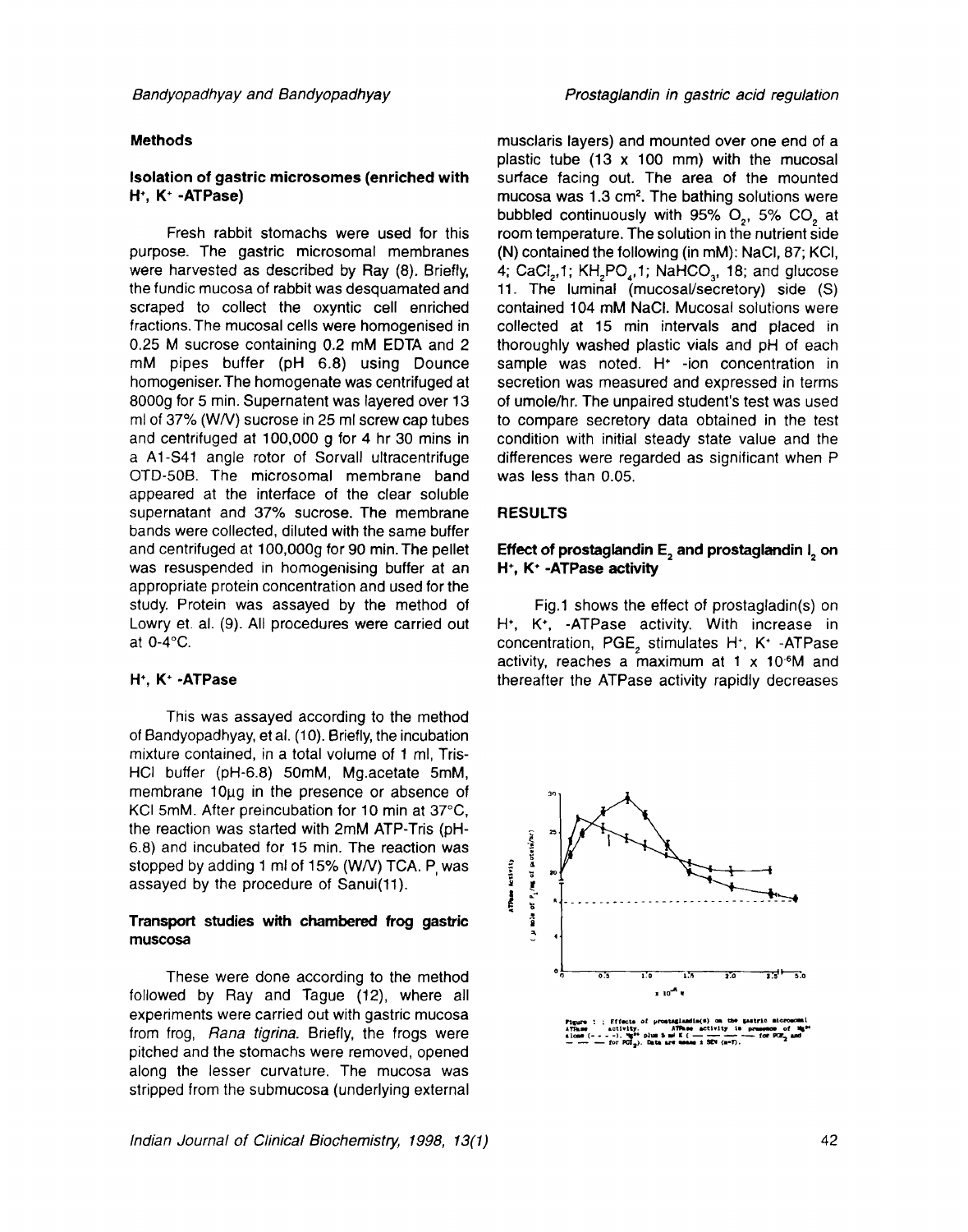## Methods

### Isolation of gastric microsomes (enriched with $H^+$, $K^+$ -ATPase)

Fresh rabbit stomachs were used for this purpose. The gastric microsomal membranes were harvested as described by Ray (8). Briefly, the fundic mucosa of rabbit was desquamated and scraped to collect the oxyntic cell enriched fractions. The mucosal cells were homogenised in 0.25 M sucrose containing 0.2 mM EDTA and 2 mM pipes buffer (pH 6.8) using Dounce homogeniser. The homogenate was centrifuged at 8000g for 5 min. Supernatent was layered over 13 ml of 37% (W/V) sucrose in 25 ml screw cap tubes and centrifuged at 100,000 g for 4 hr 30 mins in a A1-S41 angle rotor of Sorvall ultracentrifuge OTD-50B. The microsomal membrane band appeared at the interface of the clear soluble supernatant and 37% sucrose. The membrane bands were collected, diluted with the same buffer and centrifuged at 100,000g for 90 min. The pellet was resuspended in homogenising buffer at an appropriate protein concentration and used for the study. Protein was assayed by the method of Lowry et. al. (9). All procedures were carried out at 0-4°C.

### $H^+$, $K^+$ -ATPase

This was assayed according to the method of Bandyopadhyay, et al. (10). Briefly, the incubation mixture contained, in a total volume of 1 ml, Tris-HCl buffer (pH-6.8) 50mM, Mg.acetate 5mM, membrane 10μg in the presence or absence of KCl 5mM. After preincubation for 10 min at 37°C, the reaction was started with 2mM ATP-Tris (pH-6.8) and incubated for 15 min. The reaction was stopped by adding 1 ml of 15% (W/V) TCA. $P_i$ was assayed by the procedure of Sanui(11).

### Transport studies with chambered frog gastric muscosa

These were done according to the method followed by Ray and Tague (12), where all experiments were carried out with gastric mucosa from frog, *Rana tigrina*. Briefly, the frogs were pitched and the stomachs were removed, opened along the lesser curvature. The mucosa was stripped from the submucosa (underlying external musclaris layers) and mounted over one end of a plastic tube (13 x 100 mm) with the mucosal surface facing out. The area of the mounted mucosa was 1.3 $cm^2$. The bathing solutions were bubbled continuously with 95% $O_2$, 5% $CO_2$ at room temperature. The solution in the nutrient side (N) contained the following (in mM): NaCl, 87; KCl, 4; $CaCl_2$,1; $KH_2PO_4$,1; $NaHCO_3$, 18; and glucose 11. The luminal (mucosal/secretory) side (S) contained 104 mM NaCl. Mucosal solutions were collected at 15 min intervals and placed in thoroughly washed plastic vials and pH of each sample was noted. $H^+$ -ion concentration in secretion was measured and expressed in terms of umole/hr. The unpaired student's test was used to compare secretory data obtained in the test condition with initial steady state value and the differences were regarded as significant when P was less than 0.05.

## RESULTS

### Effect of prostaglandin $E_2$ and prostaglandin $I_2$ on $H^+$, $K^+$ -ATPase activity

Fig.1 shows the effect of prostagladin(s) on $H^+$, $K^+$, -ATPase activity. With increase in concentration, $PGE_2$ stimulates $H^+$, $K^+$ -ATPase activity, reaches a maximum at 1 x $10^{-6}$M and thereafter the ATPase activity rapidly decreases

Figure 1 : Effects of prostaglandin(s) on the gastric microsomal ATPase activity. ATPase activity in presence of $Mg^{2+}$ alone (- - - -), $Mg^{2+}$ plus 5 mM K ( — — — for $PGE_2$ and — — — for $PGI_2$). Data are means ± SEM (n=7).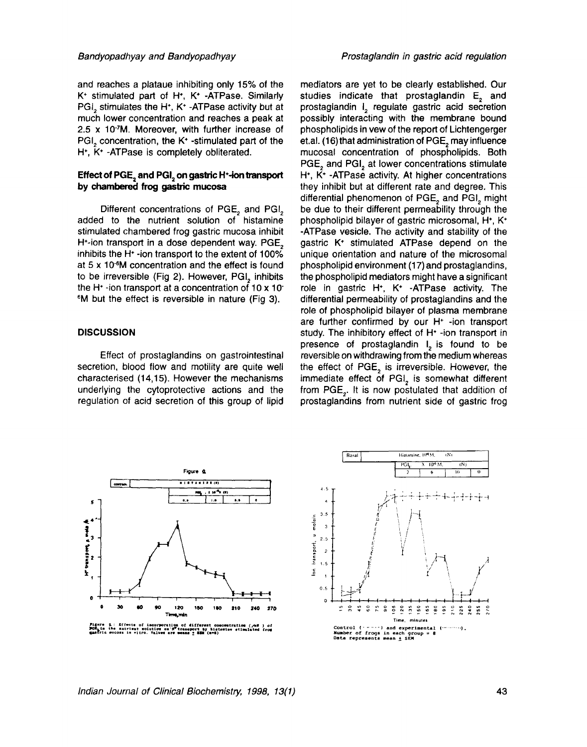and reaches a plataue inhibiting only 15% of the $K^+$ stimulated part of $H^+$, $K^+$ -ATPase. Similarly $PGI_2$ stimulates the $H^+$, $K^+$ -ATPase activity but at much lower concentration and reaches a peak at $2.5 \times 10^{-7}$M. Moreover, with further increase of $PGI_2$ concentration, the $K^+$ -stimulated part of the $H^+$, $K^+$ -ATPase is completely obliterated.

### Effect of $PGE_2$ and $PGI_2$ on gastric $H^+$-ion transport by chambered frog gastric mucosa

Different concentrations of $PGE_2$ and $PGI_2$ added to the nutrient solution of histamine stimulated chambered frog gastric mucosa inhibit $H^+$-ion transport in a dose dependent way. $PGE_2$ inhibits the $H^+$ -ion transport to the extent of 100% at $5 \times 10^{-6}$M concentration and the effect is found to be irreversible (Fig 2). However, $PGI_2$ inhibits the $H^+$ -ion transport at a concentration of $10 \times 10^{-6}$M but the effect is reversible in nature (Fig 3).

## DISCUSSION

Effect of prostaglandins on gastrointestinal secretion, blood flow and motility are quite well characterised (14,15). However the mechanisms underlying the cytoprotective actions and the regulation of acid secretion of this group of lipid mediators are yet to be clearly established. Our studies indicate that prostaglandin $E_2$ and prostaglandin $I_2$ regulate gastric acid secretion possibly interacting with the membrane bound phospholipids in vew of the report of Lichtengerger et.al. (16) that administration of $PGE_2$ may influence mucosal concentration of phospholipids. Both $PGE_2$ and $PGI_2$ at lower concentrations stimulate $H^+$, $K^+$ -ATPase activity. At higher concentrations they inhibit but at different rate and degree. This differential phenomenon of $PGE_2$ and $PGI_2$ might be due to their different permeability through the phospholipid bilayer of gastric microsomal, $H^+$, $K^+$ -ATPase vesicle. The activity and stability of the gastric $K^+$ stimulated ATPase depend on the unique orientation and nature of the microsomal phospholipid environment (17) and prostaglandins, the phospholipid mediators might have a significant role in gastric $H^+$, $K^+$ -ATPase activity. The differential permeability of prostaglandins and the role of phospholipid bilayer of plasma membrane are further confirmed by our $H^+$ -ion transport study. The inhibitory effect of $H^+$ -ion transport in presence of prostaglandin $I_2$ is found to be reversible on withdrawing from the medium whereas the effect of $PGE_2$ is irreversible. However, the immediate effect of $PGI_2$ is somewhat different from $PGE_2$. It is now postulated that addition of prostaglandins from nutrient side of gastric frog

Figure 2: Effects of incorporation of different concentration (µM) of $PGE_2$ in the nutrient solution on $H^+$ transport by histamine stimulated frog gastric mucosa in vitro. Values are means ± SEM (n=8)

Control (- - - -) and experimental (·········). Number of frogs in each group = 8. Data represents mean ± SEM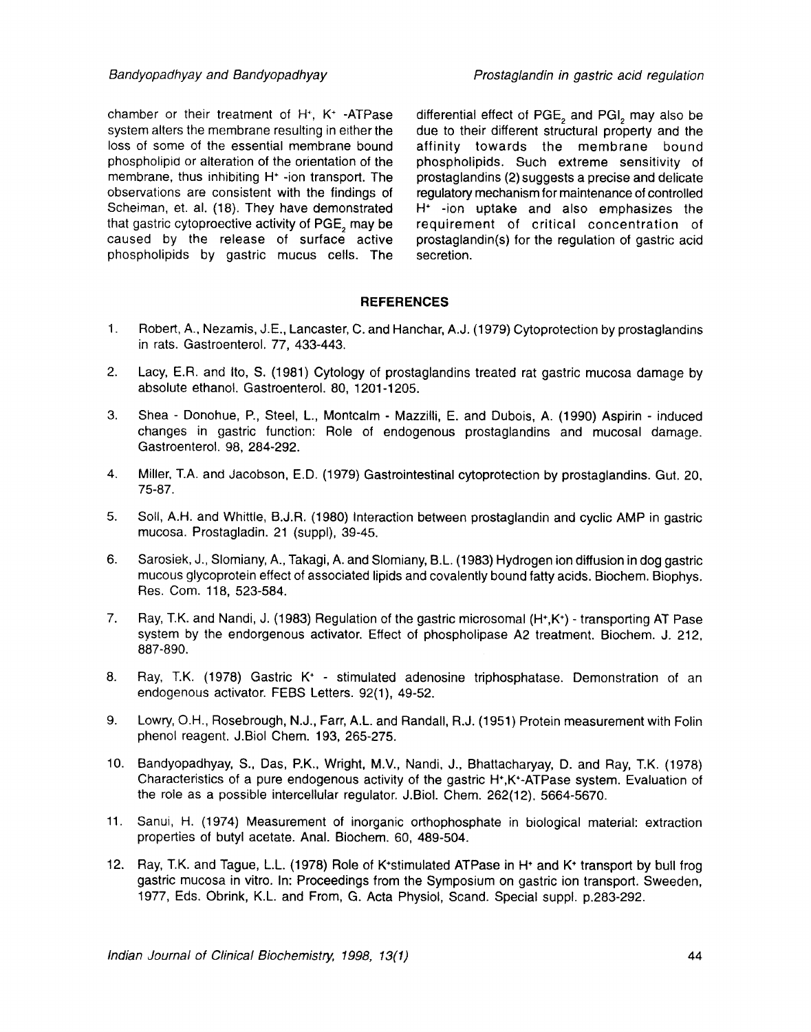chamber or their treatment of $H^+$, $K^+$ -ATPase system alters the membrane resulting in either the loss of some of the essential membrane bound phospholipid or alteration of the orientation of the membrane, thus inhibiting $H^+$ -ion transport. The observations are consistent with the findings of Scheiman, et. al. (18). They have demonstrated that gastric cytoproective activity of $PGE_2$ may be caused by the release of surface active phospholipids by gastric mucus cells. The differential effect of $PGE_2$ and $PGI_2$ may also be due to their different structural property and the affinity towards the membrane bound phospholipids. Such extreme sensitivity of prostaglandins (2) suggests a precise and delicate regulatory mechanism for maintenance of controlled $H^+$ -ion uptake and also emphasizes the requirement of critical concentration of prostaglandin(s) for the regulation of gastric acid secretion.

## REFERENCES

1. Robert, A., Nezamis, J.E., Lancaster, C. and Hanchar, A.J. (1979) Cytoprotection by prostaglandins in rats. Gastroenterol. 77, 433-443.

2. Lacy, E.R. and Ito, S. (1981) Cytology of prostaglandins treated rat gastric mucosa damage by absolute ethanol. Gastroenterol. 80, 1201-1205.

3. Shea - Donohue, P., Steel, L., Montcalm - Mazzilli, E. and Dubois, A. (1990) Aspirin - induced changes in gastric function: Role of endogenous prostaglandins and mucosal damage. Gastroenterol. 98, 284-292.

4. Miller, T.A. and Jacobson, E.D. (1979) Gastrointestinal cytoprotection by prostaglandins. Gut. 20, 75-87.

5. Soll, A.H. and Whittle, B.J.R. (1980) Interaction between prostaglandin and cyclic AMP in gastric mucosa. Prostagladin. 21 (suppl), 39-45.

6. Sarosiek, J., Slomiany, A., Takagi, A. and Slomiany, B.L. (1983) Hydrogen ion diffusion in dog gastric mucous glycoprotein effect of associated lipids and covalently bound fatty acids. Biochem. Biophys. Res. Com. 118, 523-584.

7. Ray, T.K. and Nandi, J. (1983) Regulation of the gastric microsomal ($H^+$,$K^+$) - transporting AT Pase system by the endorgenous activator. Effect of phospholipase A2 treatment. Biochem. J. 212, 887-890.

8. Ray, T.K. (1978) Gastric $K^+$ - stimulated adenosine triphosphatase. Demonstration of an endogenous activator. FEBS Letters. 92(1), 49-52.

9. Lowry, O.H., Rosebrough, N.J., Farr, A.L. and Randall, R.J. (1951) Protein measurement with Folin phenol reagent. J.Biol Chem. 193, 265-275.

10. Bandyopadhyay, S., Das, P.K., Wright, M.V., Nandi, J., Bhattacharyay, D. and Ray, T.K. (1978) Characteristics of a pure endogenous activity of the gastric $H^+$,$K^+$-ATPase system. Evaluation of the role as a possible intercellular regulator. J.Biol. Chem. 262(12), 5664-5670.

11. Sanui, H. (1974) Measurement of inorganic orthophosphate in biological material: extraction properties of butyl acetate. Anal. Biochem. 60, 489-504.

12. Ray, T.K. and Tague, L.L. (1978) Role of $K^+$stimulated ATPase in $H^+$ and $K^+$ transport by bull frog gastric mucosa in vitro. In: Proceedings from the Symposium on gastric ion transport. Sweeden, 1977, Eds. Obrink, K.L. and From, G. Acta Physiol, Scand. Special suppl. p.283-292.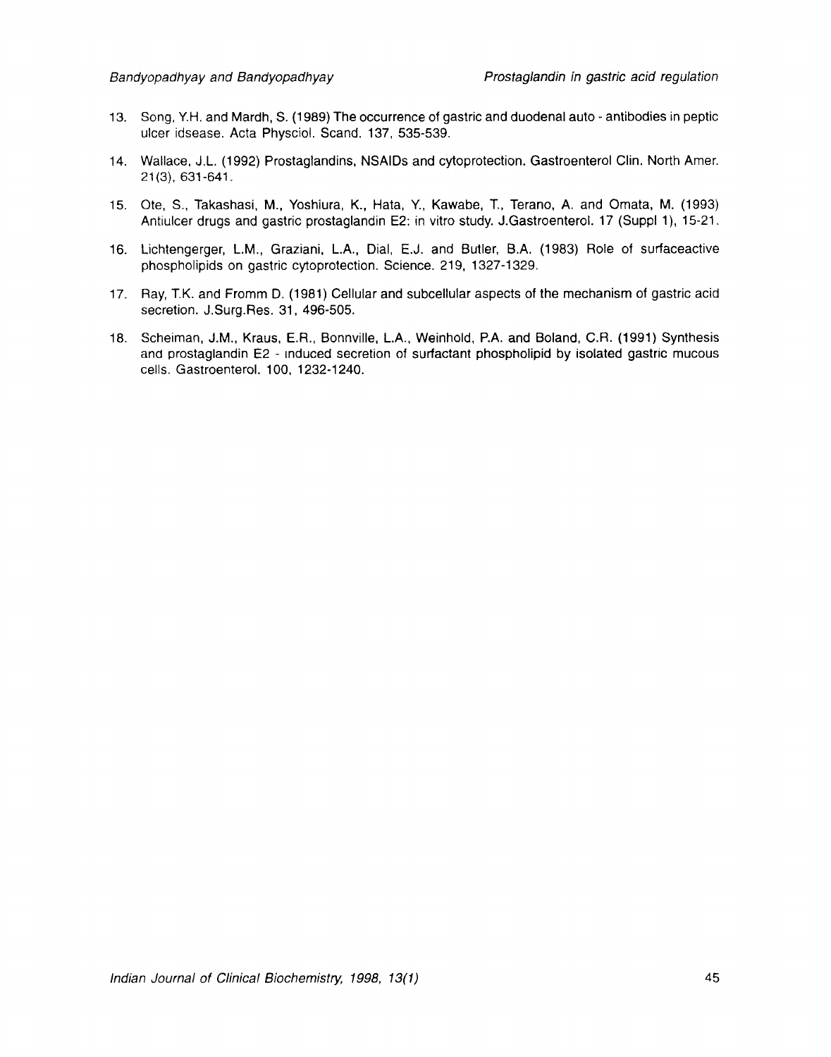13. Song, Y.H. and Mardh, S. (1989) The occurrence of gastric and duodenal auto - antibodies in peptic ulcer idsease. Acta Physciol. Scand. 137, 535-539.

14. Wallace, J.L. (1992) Prostaglandins, NSAIDs and cytoprotection. Gastroenterol Clin. North Amer. 21(3), 631-641.

15. Ote, S., Takashasi, M., Yoshiura, K., Hata, Y., Kawabe, T., Terano, A. and Omata, M. (1993) Antiulcer drugs and gastric prostaglandin E2: in vitro study. J.Gastroenterol. 17 (Suppl 1), 15-21.

16. Lichtengerger, L.M., Graziani, L.A., Dial, E.J. and Butler, B.A. (1983) Role of surfaceactive phospholipids on gastric cytoprotection. Science. 219, 1327-1329.

17. Ray, T.K. and Fromm D. (1981) Cellular and subcellular aspects of the mechanism of gastric acid secretion. J.Surg.Res. 31, 496-505.

18. Scheiman, J.M., Kraus, E.R., Bonnville, L.A., Weinhold, P.A. and Boland, C.R. (1991) Synthesis and prostaglandin E2 - induced secretion of surfactant phospholipid by isolated gastric mucous cells. Gastroenterol. 100, 1232-1240.